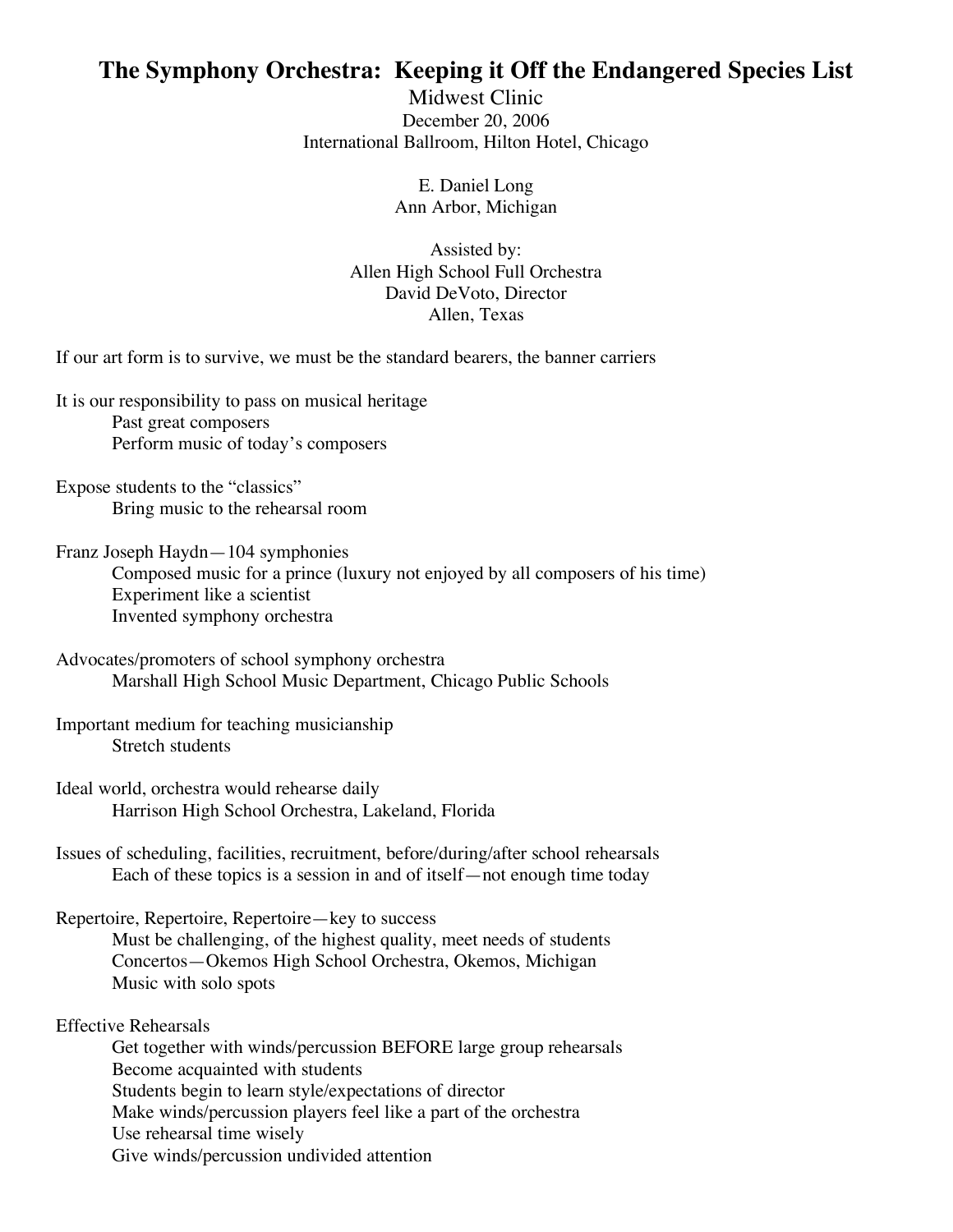# The Symphony Orchestra: Keeping it Off the Endangered Species List

Midwest Clinic
December 20, 2006
International Ballroom, Hilton Hotel, Chicago

E. Daniel Long
Ann Arbor, Michigan

Assisted by:
Allen High School Full Orchestra
David DeVoto, Director
Allen, Texas

If our art form is to survive, we must be the standard bearers, the banner carriers

It is our responsibility to pass on musical heritage
- Past great composers
- Perform music of today's composers

Expose students to the "classics"
- Bring music to the rehearsal room

Franz Joseph Haydn—104 symphonies
- Composed music for a prince (luxury not enjoyed by all composers of his time)
- Experiment like a scientist
- Invented symphony orchestra

Advocates/promoters of school symphony orchestra
- Marshall High School Music Department, Chicago Public Schools

Important medium for teaching musicianship
- Stretch students

Ideal world, orchestra would rehearse daily
- Harrison High School Orchestra, Lakeland, Florida

Issues of scheduling, facilities, recruitment, before/during/after school rehearsals
- Each of these topics is a session in and of itself—not enough time today

Repertoire, Repertoire, Repertoire—key to success
- Must be challenging, of the highest quality, meet needs of students
- Concertos—Okemos High School Orchestra, Okemos, Michigan
- Music with solo spots

Effective Rehearsals
- Get together with winds/percussion BEFORE large group rehearsals
- Become acquainted with students
- Students begin to learn style/expectations of director
- Make winds/percussion players feel like a part of the orchestra
- Use rehearsal time wisely
- Give winds/percussion undivided attention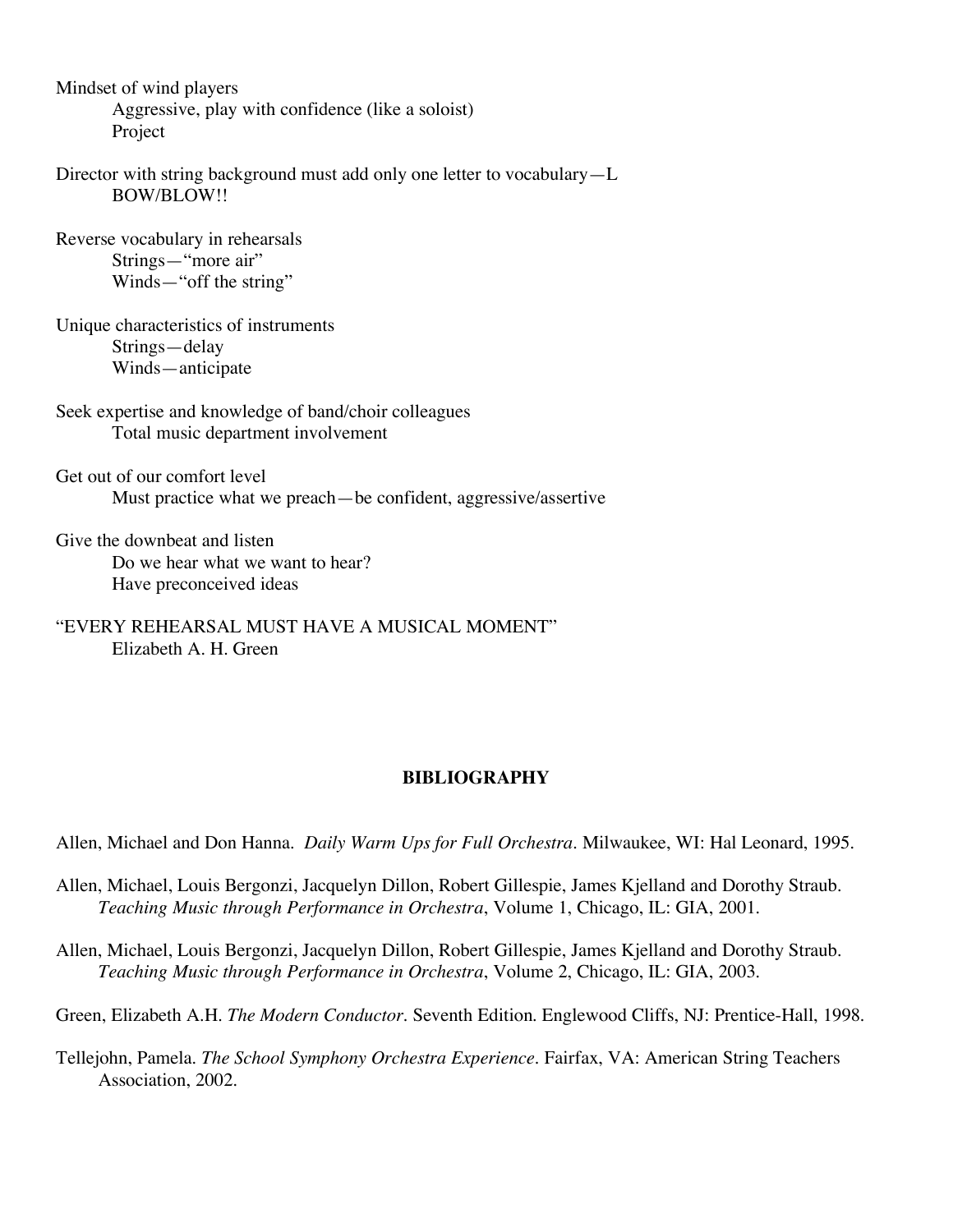Mindset of wind players

- Aggressive, play with confidence (like a soloist)
- Project

Director with string background must add only one letter to vocabulary—L

- BOW/BLOW!!

Reverse vocabulary in rehearsals

- Strings—"more air"
- Winds—"off the string"

Unique characteristics of instruments

- Strings—delay
- Winds—anticipate

Seek expertise and knowledge of band/choir colleagues

- Total music department involvement

Get out of our comfort level

- Must practice what we preach—be confident, aggressive/assertive

Give the downbeat and listen

- Do we hear what we want to hear?
- Have preconceived ideas

"EVERY REHEARSAL MUST HAVE A MUSICAL MOMENT"

- Elizabeth A. H. Green

## BIBLIOGRAPHY

Allen, Michael and Don Hanna. *Daily Warm Ups for Full Orchestra*. Milwaukee, WI: Hal Leonard, 1995.

Allen, Michael, Louis Bergonzi, Jacquelyn Dillon, Robert Gillespie, James Kjelland and Dorothy Straub. *Teaching Music through Performance in Orchestra*, Volume 1, Chicago, IL: GIA, 2001.

Allen, Michael, Louis Bergonzi, Jacquelyn Dillon, Robert Gillespie, James Kjelland and Dorothy Straub. *Teaching Music through Performance in Orchestra*, Volume 2, Chicago, IL: GIA, 2003.

Green, Elizabeth A.H. *The Modern Conductor*. Seventh Edition. Englewood Cliffs, NJ: Prentice-Hall, 1998.

Tellejohn, Pamela. *The School Symphony Orchestra Experience*. Fairfax, VA: American String Teachers Association, 2002.